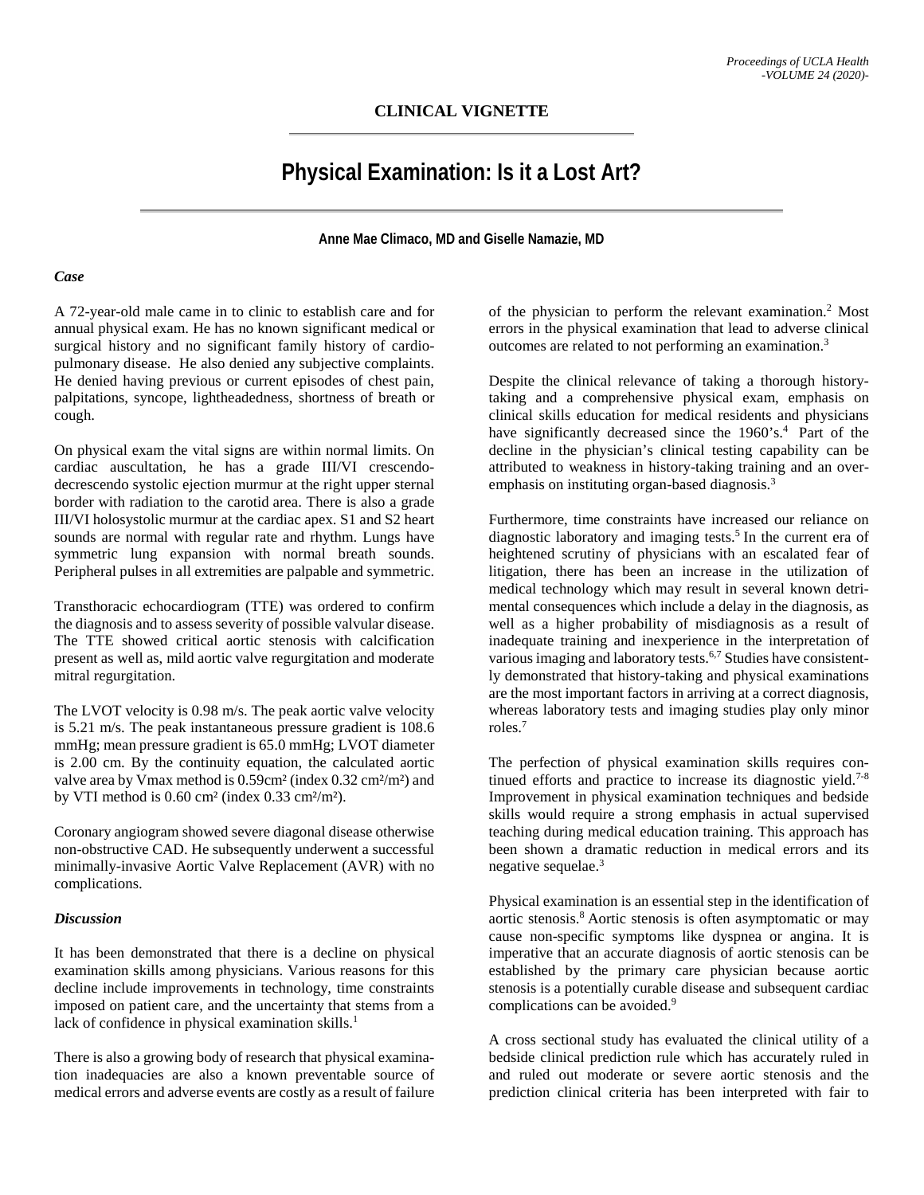**CLINICAL VIGNETTE**

# Physical Examination: Is it a Lost Art?

**Anne Mae Climaco, MD and Giselle Namazie, MD**

### *Case*

A 72-year-old male came in to clinic to establish care and for annual physical exam. He has no known significant medical or surgical history and no significant family history of cardio-pulmonary disease. He also denied any subjective complaints. He denied having previous or current episodes of chest pain, palpitations, syncope, lightheadedness, shortness of breath or cough.

On physical exam the vital signs are within normal limits. On cardiac auscultation, he has a grade III/VI crescendo-decrescendo systolic ejection murmur at the right upper sternal border with radiation to the carotid area. There is also a grade III/VI holosystolic murmur at the cardiac apex. S1 and S2 heart sounds are normal with regular rate and rhythm. Lungs have symmetric lung expansion with normal breath sounds. Peripheral pulses in all extremities are palpable and symmetric.

Transthoracic echocardiogram (TTE) was ordered to confirm the diagnosis and to assess severity of possible valvular disease. The TTE showed critical aortic stenosis with calcification present as well as, mild aortic valve regurgitation and moderate mitral regurgitation.

The LVOT velocity is 0.98 m/s. The peak aortic valve velocity is 5.21 m/s. The peak instantaneous pressure gradient is 108.6 mmHg; mean pressure gradient is 65.0 mmHg; LVOT diameter is 2.00 cm. By the continuity equation, the calculated aortic valve area by Vmax method is 0.59cm² (index 0.32 cm²/m²) and by VTI method is 0.60 cm² (index 0.33 cm²/m²).

Coronary angiogram showed severe diagonal disease otherwise non-obstructive CAD. He subsequently underwent a successful minimally-invasive Aortic Valve Replacement (AVR) with no complications.

### *Discussion*

It has been demonstrated that there is a decline on physical examination skills among physicians. Various reasons for this decline include improvements in technology, time constraints imposed on patient care, and the uncertainty that stems from a lack of confidence in physical examination skills.[1]

There is also a growing body of research that physical examination inadequacies are also a known preventable source of medical errors and adverse events are costly as a result of failure of the physician to perform the relevant examination.[2] Most errors in the physical examination that lead to adverse clinical outcomes are related to not performing an examination.[3]

Despite the clinical relevance of taking a thorough history-taking and a comprehensive physical exam, emphasis on clinical skills education for medical residents and physicians have significantly decreased since the 1960's.[4] Part of the decline in the physician's clinical testing capability can be attributed to weakness in history-taking training and an over-emphasis on instituting organ-based diagnosis.[3]

Furthermore, time constraints have increased our reliance on diagnostic laboratory and imaging tests.[5] In the current era of heightened scrutiny of physicians with an escalated fear of litigation, there has been an increase in the utilization of medical technology which may result in several known detrimental consequences which include a delay in the diagnosis, as well as a higher probability of misdiagnosis as a result of inadequate training and inexperience in the interpretation of various imaging and laboratory tests.[6,7] Studies have consistently demonstrated that history-taking and physical examinations are the most important factors in arriving at a correct diagnosis, whereas laboratory tests and imaging studies play only minor roles.[7]

The perfection of physical examination skills requires continued efforts and practice to increase its diagnostic yield.[7-8] Improvement in physical examination techniques and bedside skills would require a strong emphasis in actual supervised teaching during medical education training. This approach has been shown a dramatic reduction in medical errors and its negative sequelae.[3]

Physical examination is an essential step in the identification of aortic stenosis.[8] Aortic stenosis is often asymptomatic or may cause non-specific symptoms like dyspnea or angina. It is imperative that an accurate diagnosis of aortic stenosis can be established by the primary care physician because aortic stenosis is a potentially curable disease and subsequent cardiac complications can be avoided.[9]

A cross sectional study has evaluated the clinical utility of a bedside clinical prediction rule which has accurately ruled in and ruled out moderate or severe aortic stenosis and the prediction clinical criteria has been interpreted with fair to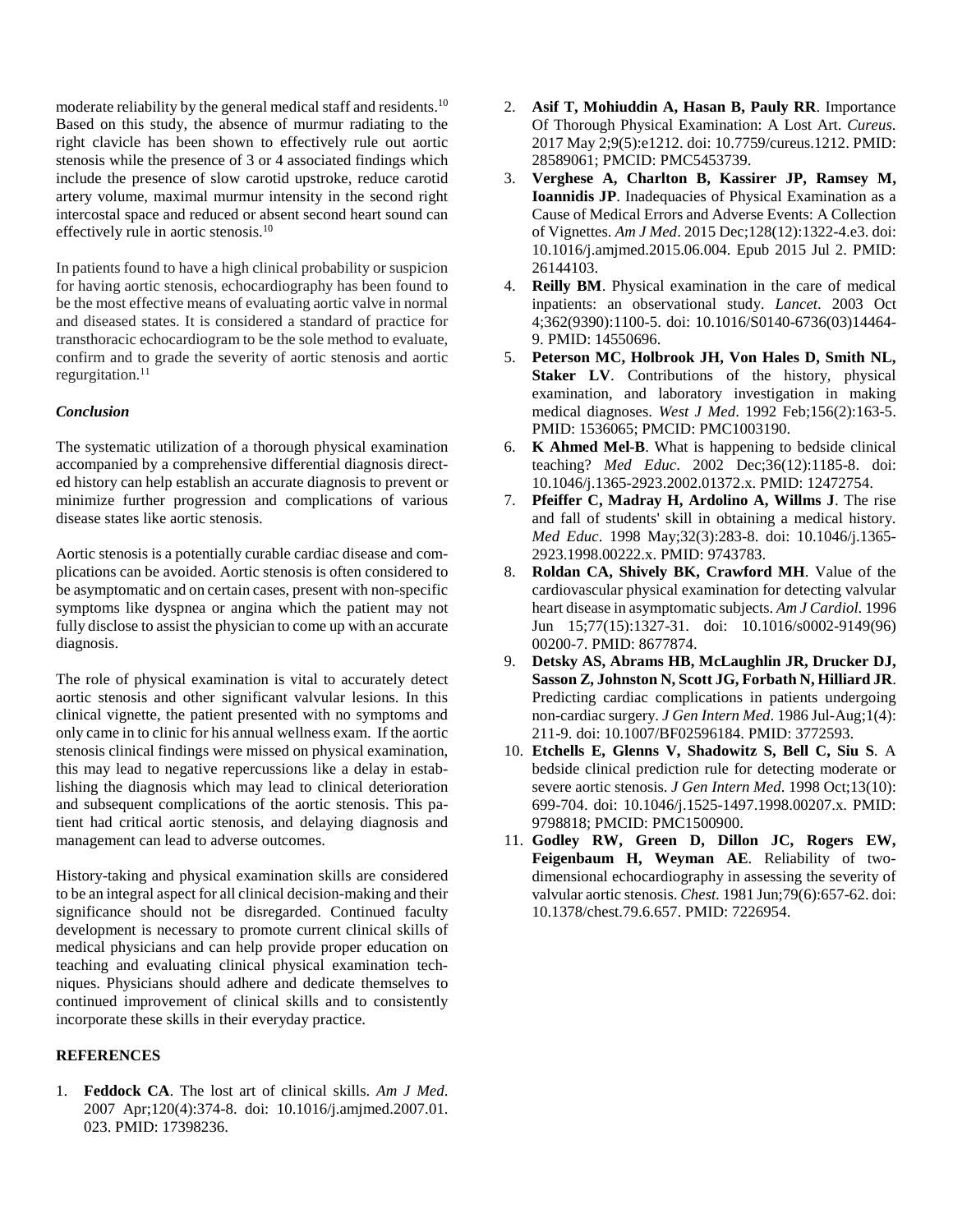moderate reliability by the general medical staff and residents.[10] Based on this study, the absence of murmur radiating to the right clavicle has been shown to effectively rule out aortic stenosis while the presence of 3 or 4 associated findings which include the presence of slow carotid upstroke, reduce carotid artery volume, maximal murmur intensity in the second right intercostal space and reduced or absent second heart sound can effectively rule in aortic stenosis.[10]

In patients found to have a high clinical probability or suspicion for having aortic stenosis, echocardiography has been found to be the most effective means of evaluating aortic valve in normal and diseased states. It is considered a standard of practice for transthoracic echocardiogram to be the sole method to evaluate, confirm and to grade the severity of aortic stenosis and aortic regurgitation.[11]

### *Conclusion*

The systematic utilization of a thorough physical examination accompanied by a comprehensive differential diagnosis directed history can help establish an accurate diagnosis to prevent or minimize further progression and complications of various disease states like aortic stenosis.

Aortic stenosis is a potentially curable cardiac disease and complications can be avoided. Aortic stenosis is often considered to be asymptomatic and on certain cases, present with non-specific symptoms like dyspnea or angina which the patient may not fully disclose to assist the physician to come up with an accurate diagnosis.

The role of physical examination is vital to accurately detect aortic stenosis and other significant valvular lesions. In this clinical vignette, the patient presented with no symptoms and only came in to clinic for his annual wellness exam. If the aortic stenosis clinical findings were missed on physical examination, this may lead to negative repercussions like a delay in establishing the diagnosis which may lead to clinical deterioration and subsequent complications of the aortic stenosis. This patient had critical aortic stenosis, and delaying diagnosis and management can lead to adverse outcomes.

History-taking and physical examination skills are considered to be an integral aspect for all clinical decision-making and their significance should not be disregarded. Continued faculty development is necessary to promote current clinical skills of medical physicians and can help provide proper education on teaching and evaluating clinical physical examination techniques. Physicians should adhere and dedicate themselves to continued improvement of clinical skills and to consistently incorporate these skills in their everyday practice.

## REFERENCES

1. **Feddock CA**. The lost art of clinical skills. *Am J Med*. 2007 Apr;120(4):374-8. doi: 10.1016/j.amjmed.2007.01.023. PMID: 17398236.
2. **Asif T, Mohiuddin A, Hasan B, Pauly RR**. Importance Of Thorough Physical Examination: A Lost Art. *Cureus*. 2017 May 2;9(5):e1212. doi: 10.7759/cureus.1212. PMID: 28589061; PMCID: PMC5453739.
3. **Verghese A, Charlton B, Kassirer JP, Ramsey M, Ioannidis JP**. Inadequacies of Physical Examination as a Cause of Medical Errors and Adverse Events: A Collection of Vignettes. *Am J Med*. 2015 Dec;128(12):1322-4.e3. doi: 10.1016/j.amjmed.2015.06.004. Epub 2015 Jul 2. PMID: 26144103.
4. **Reilly BM**. Physical examination in the care of medical inpatients: an observational study. *Lancet*. 2003 Oct 4;362(9390):1100-5. doi: 10.1016/S0140-6736(03)14464-9. PMID: 14550696.
5. **Peterson MC, Holbrook JH, Von Hales D, Smith NL, Staker LV**. Contributions of the history, physical examination, and laboratory investigation in making medical diagnoses. *West J Med*. 1992 Feb;156(2):163-5. PMID: 1536065; PMCID: PMC1003190.
6. **K Ahmed Mel-B**. What is happening to bedside clinical teaching? *Med Educ*. 2002 Dec;36(12):1185-8. doi: 10.1046/j.1365-2923.2002.01372.x. PMID: 12472754.
7. **Pfeiffer C, Madray H, Ardolino A, Willms J**. The rise and fall of students' skill in obtaining a medical history. *Med Educ*. 1998 May;32(3):283-8. doi: 10.1046/j.1365-2923.1998.00222.x. PMID: 9743783.
8. **Roldan CA, Shively BK, Crawford MH**. Value of the cardiovascular physical examination for detecting valvular heart disease in asymptomatic subjects. *Am J Cardiol*. 1996 Jun 15;77(15):1327-31. doi: 10.1016/s0002-9149(96)00200-7. PMID: 8677874.
9. **Detsky AS, Abrams HB, McLaughlin JR, Drucker DJ, Sasson Z, Johnston N, Scott JG, Forbath N, Hilliard JR**. Predicting cardiac complications in patients undergoing non-cardiac surgery. *J Gen Intern Med*. 1986 Jul-Aug;1(4):211-9. doi: 10.1007/BF02596184. PMID: 3772593.
10. **Etchells E, Glenns V, Shadowitz S, Bell C, Siu S**. A bedside clinical prediction rule for detecting moderate or severe aortic stenosis. *J Gen Intern Med*. 1998 Oct;13(10):699-704. doi: 10.1046/j.1525-1497.1998.00207.x. PMID: 9798818; PMCID: PMC1500900.
11. **Godley RW, Green D, Dillon JC, Rogers EW, Feigenbaum H, Weyman AE**. Reliability of two-dimensional echocardiography in assessing the severity of valvular aortic stenosis. *Chest*. 1981 Jun;79(6):657-62. doi: 10.1378/chest.79.6.657. PMID: 7226954.